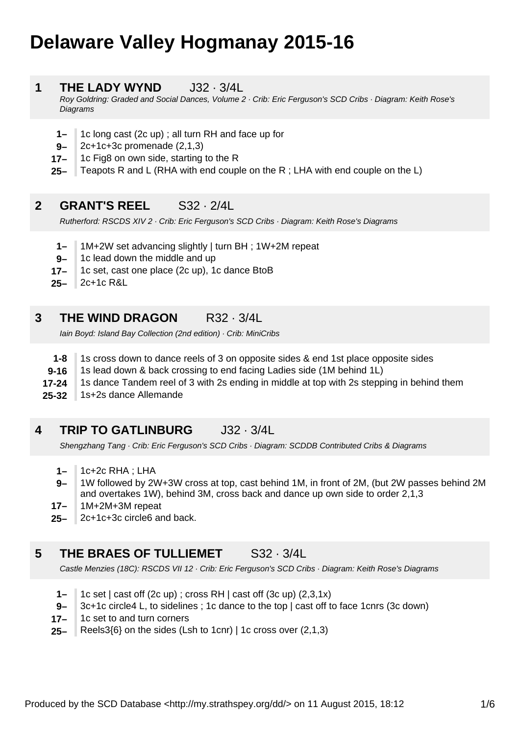# Delaware Valley Hogmanay 2015-16

## 1 THE LADY WYND J32 · 3/4L

*Roy Goldring: Graded and Social Dances, Volume 2 · Crib: Eric Ferguson's SCD Cribs · Diagram: Keith Rose's Diagrams*

- **1–** 1c long cast (2c up) ; all turn RH and face up for
- **9–** 2c+1c+3c promenade (2,1,3)
- **17–** 1c Fig8 on own side, starting to the R
- **25–** Teapots R and L (RHA with end couple on the R ; LHA with end couple on the L)

## 2 GRANT'S REEL S32 · 2/4L

*Rutherford: RSCDS XIV 2 · Crib: Eric Ferguson's SCD Cribs · Diagram: Keith Rose's Diagrams*

- **1–** 1M+2W set advancing slightly | turn BH ; 1W+2M repeat
- **9–** 1c lead down the middle and up
- **17–** 1c set, cast one place (2c up), 1c dance BtoB
- **25–** 2c+1c R&L

## 3 THE WIND DRAGON R32 · 3/4L

*Iain Boyd: Island Bay Collection (2nd edition) · Crib: MiniCribs*

- **1-8** 1s cross down to dance reels of 3 on opposite sides & end 1st place opposite sides
- **9-16** 1s lead down & back crossing to end facing Ladies side (1M behind 1L)
- **17-24** 1s dance Tandem reel of 3 with 2s ending in middle at top with 2s stepping in behind them
- **25-32** 1s+2s dance Allemande

## 4 TRIP TO GATLINBURG J32 · 3/4L

*Shengzhang Tang · Crib: Eric Ferguson's SCD Cribs · Diagram: SCDDB Contributed Cribs & Diagrams*

- **1–** 1c+2c RHA ; LHA
- **9–** 1W followed by 2W+3W cross at top, cast behind 1M, in front of 2M, (but 2W passes behind 2M and overtakes 1W), behind 3M, cross back and dance up own side to order 2,1,3
- **17–** 1M+2M+3M repeat
- **25–** 2c+1c+3c circle6 and back.

## 5 THE BRAES OF TULLIEMET S32 · 3/4L

*Castle Menzies (18C): RSCDS VII 12 · Crib: Eric Ferguson's SCD Cribs · Diagram: Keith Rose's Diagrams*

- **1–** 1c set | cast off (2c up) ; cross RH | cast off (3c up) (2,3,1x)
- **9–** 3c+1c circle4 L, to sidelines ; 1c dance to the top | cast off to face 1cnrs (3c down)
- **17–** 1c set to and turn corners
- **25–** Reels3{6} on the sides (Lsh to 1cnr) | 1c cross over (2,1,3)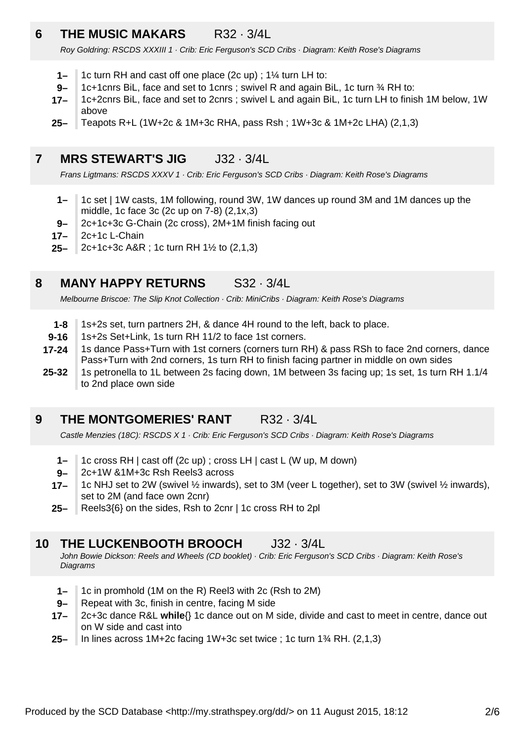## 6 THE MUSIC MAKARS R32 · 3/4L

*Roy Goldring: RSCDS XXXIII 1 · Crib: Eric Ferguson's SCD Cribs · Diagram: Keith Rose's Diagrams*

- **1–** 1c turn RH and cast off one place (2c up) ; 1¼ turn LH to:
- **9–** 1c+1cnrs BiL, face and set to 1cnrs ; swivel R and again BiL, 1c turn ¾ RH to:
- **17–** 1c+2cnrs BiL, face and set to 2cnrs ; swivel L and again BiL, 1c turn LH to finish 1M below, 1W above
- **25–** Teapots R+L (1W+2c & 1M+3c RHA, pass Rsh ; 1W+3c & 1M+2c LHA) (2,1,3)

## 7 MRS STEWART'S JIG J32 · 3/4L

*Frans Ligtmans: RSCDS XXXV 1 · Crib: Eric Ferguson's SCD Cribs · Diagram: Keith Rose's Diagrams*

- **1–** 1c set | 1W casts, 1M following, round 3W, 1W dances up round 3M and 1M dances up the middle, 1c face 3c (2c up on 7-8) (2,1x,3)
- **9–** 2c+1c+3c G-Chain (2c cross), 2M+1M finish facing out
- **17–** 2c+1c L-Chain
- **25–** 2c+1c+3c A&R ; 1c turn RH 1½ to (2,1,3)

## 8 MANY HAPPY RETURNS S32 · 3/4L

*Melbourne Briscoe: The Slip Knot Collection · Crib: MiniCribs · Diagram: Keith Rose's Diagrams*

- **1-8** 1s+2s set, turn partners 2H, & dance 4H round to the left, back to place.
- **9-16** 1s+2s Set+Link, 1s turn RH 11/2 to face 1st corners.
- **17-24** 1s dance Pass+Turn with 1st corners (corners turn RH) & pass RSh to face 2nd corners, dance Pass+Turn with 2nd corners, 1s turn RH to finish facing partner in middle on own sides
- **25-32** 1s petronella to 1L between 2s facing down, 1M between 3s facing up; 1s set, 1s turn RH 1.1/4 to 2nd place own side

## 9 THE MONTGOMERIES' RANT R32 · 3/4L

*Castle Menzies (18C): RSCDS X 1 · Crib: Eric Ferguson's SCD Cribs · Diagram: Keith Rose's Diagrams*

- **1–** 1c cross RH | cast off (2c up) ; cross LH | cast L (W up, M down)
- **9–** 2c+1W &1M+3c Rsh Reels3 across
- **17–** 1c NHJ set to 2W (swivel ½ inwards), set to 3M (veer L together), set to 3W (swivel ½ inwards), set to 2M (and face own 2cnr)
- **25–** Reels3{6} on the sides, Rsh to 2cnr | 1c cross RH to 2pl

## 10 THE LUCKENBOOTH BROOCH J32 · 3/4L

*John Bowie Dickson: Reels and Wheels (CD booklet) · Crib: Eric Ferguson's SCD Cribs · Diagram: Keith Rose's Diagrams*

- **1–** 1c in promhold (1M on the R) Reel3 with 2c (Rsh to 2M)
- **9–** Repeat with 3c, finish in centre, facing M side
- **17–** 2c+3c dance R&L **while**{} 1c dance out on M side, divide and cast to meet in centre, dance out on W side and cast into
- **25–** In lines across 1M+2c facing 1W+3c set twice ; 1c turn 1¾ RH. (2,1,3)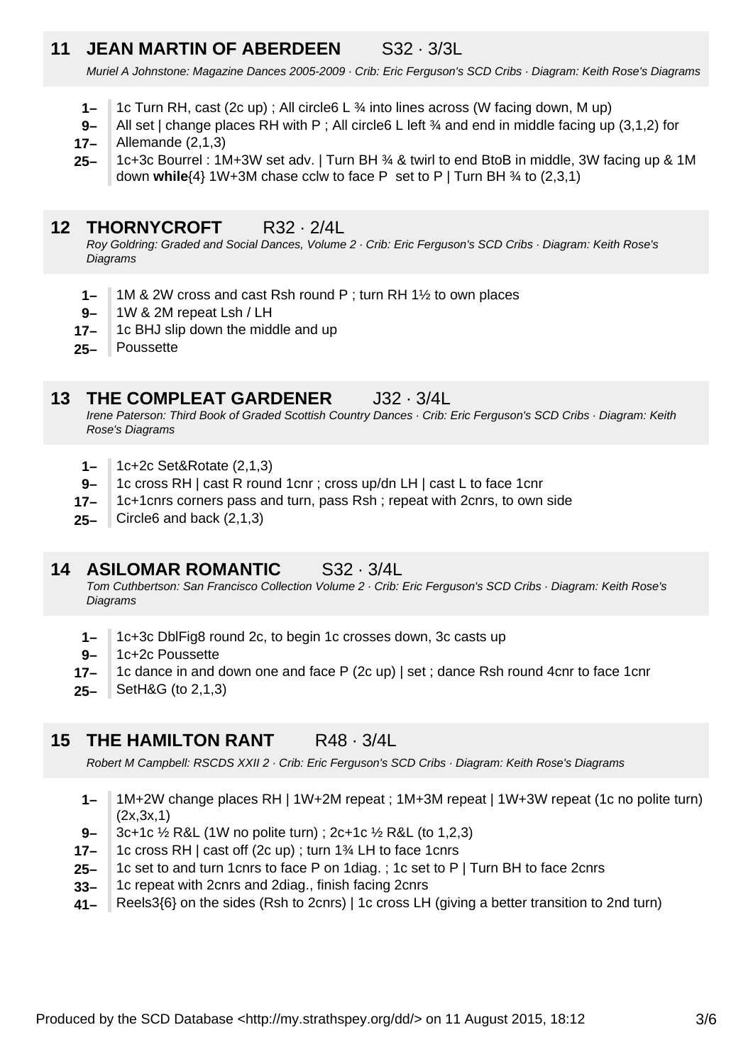## 11 JEAN MARTIN OF ABERDEEN S32 · 3/3L

*Muriel A Johnstone: Magazine Dances 2005-2009 · Crib: Eric Ferguson's SCD Cribs · Diagram: Keith Rose's Diagrams*

- **1–** 1c Turn RH, cast (2c up) ; All circle6 L ¾ into lines across (W facing down, M up)
- **9–** All set | change places RH with P ; All circle6 L left ¾ and end in middle facing up (3,1,2) for
- **17–** Allemande (2,1,3)
- **25–** 1c+3c Bourrel : 1M+3W set adv. | Turn BH ¾ & twirl to end BtoB in middle, 3W facing up & 1M down **while**{4} 1W+3M chase cclw to face P set to P | Turn BH ¾ to (2,3,1)

## 12 THORNYCROFT R32 · 2/4L

*Roy Goldring: Graded and Social Dances, Volume 2 · Crib: Eric Ferguson's SCD Cribs · Diagram: Keith Rose's Diagrams*

- **1–** 1M & 2W cross and cast Rsh round P ; turn RH 1½ to own places
- **9–** 1W & 2M repeat Lsh / LH
- **17–** 1c BHJ slip down the middle and up
- **25–** Poussette

## 13 THE COMPLEAT GARDENER J32 · 3/4L

*Irene Paterson: Third Book of Graded Scottish Country Dances · Crib: Eric Ferguson's SCD Cribs · Diagram: Keith Rose's Diagrams*

- **1–** 1c+2c Set&Rotate (2,1,3)
- **9–** 1c cross RH | cast R round 1cnr ; cross up/dn LH | cast L to face 1cnr
- **17–** 1c+1cnrs corners pass and turn, pass Rsh ; repeat with 2cnrs, to own side
- **25–** Circle6 and back (2,1,3)

## 14 ASILOMAR ROMANTIC S32 · 3/4L

*Tom Cuthbertson: San Francisco Collection Volume 2 · Crib: Eric Ferguson's SCD Cribs · Diagram: Keith Rose's Diagrams*

- **1–** 1c+3c DblFig8 round 2c, to begin 1c crosses down, 3c casts up
- **9–** 1c+2c Poussette
- **17–** 1c dance in and down one and face P (2c up) | set ; dance Rsh round 4cnr to face 1cnr
- **25–** SetH&G (to 2,1,3)

## 15 THE HAMILTON RANT R48 · 3/4L

*Robert M Campbell: RSCDS XXII 2 · Crib: Eric Ferguson's SCD Cribs · Diagram: Keith Rose's Diagrams*

- **1–** 1M+2W change places RH | 1W+2M repeat ; 1M+3M repeat | 1W+3W repeat (1c no polite turn) (2x,3x,1)
- **9–** 3c+1c ½ R&L (1W no polite turn) ; 2c+1c ½ R&L (to 1,2,3)
- **17–** 1c cross RH | cast off (2c up) ; turn 1¾ LH to face 1cnrs
- **25–** 1c set to and turn 1cnrs to face P on 1diag. ; 1c set to P | Turn BH to face 2cnrs
- **33–** 1c repeat with 2cnrs and 2diag., finish facing 2cnrs
- **41–** Reels3{6} on the sides (Rsh to 2cnrs) | 1c cross LH (giving a better transition to 2nd turn)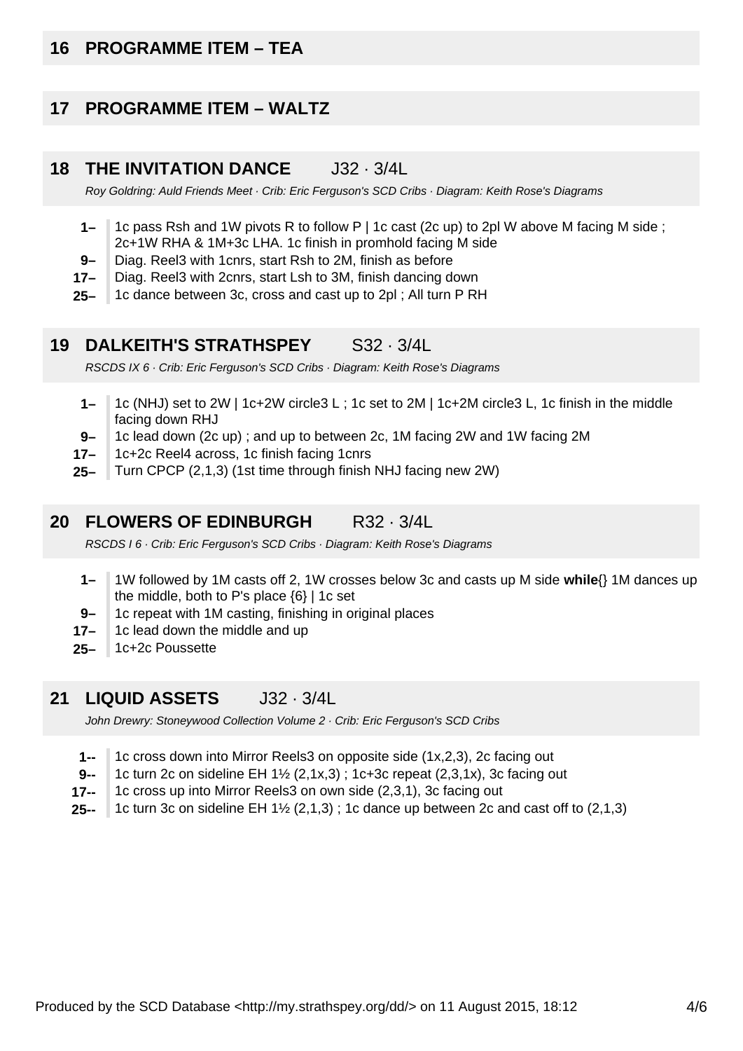## 16 PROGRAMME ITEM – TEA

## 17 PROGRAMME ITEM – WALTZ

## 18 THE INVITATION DANCE J32 · 3/4L

*Roy Goldring: Auld Friends Meet · Crib: Eric Ferguson's SCD Cribs · Diagram: Keith Rose's Diagrams*

- **1–** 1c pass Rsh and 1W pivots R to follow P | 1c cast (2c up) to 2pl W above M facing M side ; 2c+1W RHA & 1M+3c LHA. 1c finish in promhold facing M side
- **9–** Diag. Reel3 with 1cnrs, start Rsh to 2M, finish as before
- **17–** Diag. Reel3 with 2cnrs, start Lsh to 3M, finish dancing down
- **25–** 1c dance between 3c, cross and cast up to 2pl ; All turn P RH

## 19 DALKEITH'S STRATHSPEY S32 · 3/4L

*RSCDS IX 6 · Crib: Eric Ferguson's SCD Cribs · Diagram: Keith Rose's Diagrams*

- **1–** 1c (NHJ) set to 2W | 1c+2W circle3 L ; 1c set to 2M | 1c+2M circle3 L, 1c finish in the middle facing down RHJ
- **9–** 1c lead down (2c up) ; and up to between 2c, 1M facing 2W and 1W facing 2M
- **17–** 1c+2c Reel4 across, 1c finish facing 1cnrs
- **25–** Turn CPCP (2,1,3) (1st time through finish NHJ facing new 2W)

## 20 FLOWERS OF EDINBURGH R32 · 3/4L

*RSCDS I 6 · Crib: Eric Ferguson's SCD Cribs · Diagram: Keith Rose's Diagrams*

- **1–** 1W followed by 1M casts off 2, 1W crosses below 3c and casts up M side **while**{} 1M dances up the middle, both to P's place {6} | 1c set
- **9–** 1c repeat with 1M casting, finishing in original places
- **17–** 1c lead down the middle and up
- **25–** 1c+2c Poussette

## 21 LIQUID ASSETS J32 · 3/4L

*John Drewry: Stoneywood Collection Volume 2 · Crib: Eric Ferguson's SCD Cribs*

- **1--** 1c cross down into Mirror Reels3 on opposite side (1x,2,3), 2c facing out
- **9--** 1c turn 2c on sideline EH 1½ (2,1x,3) ; 1c+3c repeat (2,3,1x), 3c facing out
- **17--** 1c cross up into Mirror Reels3 on own side (2,3,1), 3c facing out
- **25--** 1c turn 3c on sideline EH 1½ (2,1,3) ; 1c dance up between 2c and cast off to (2,1,3)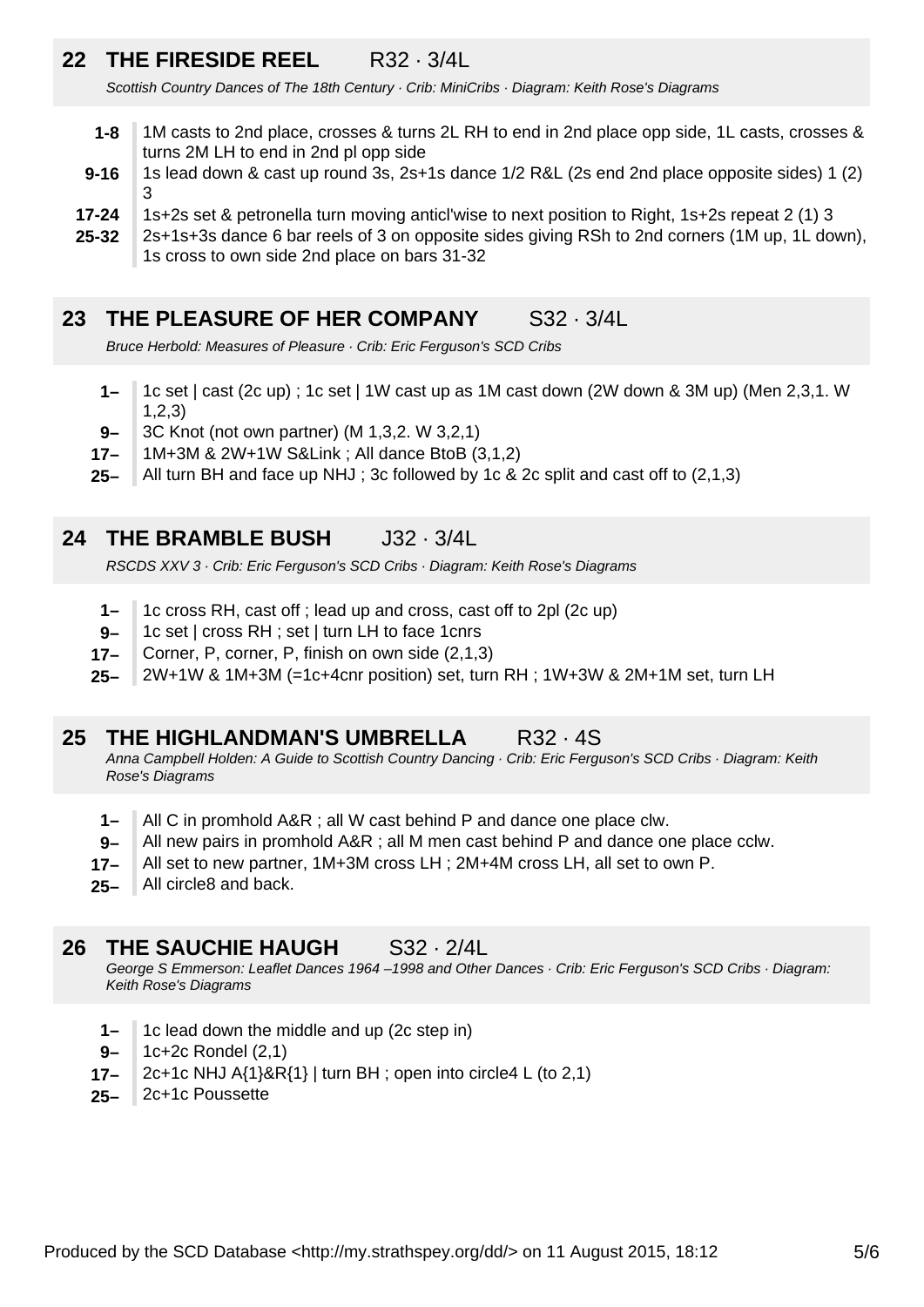## 22 THE FIRESIDE REEL R32 · 3/4L

*Scottish Country Dances of The 18th Century · Crib: MiniCribs · Diagram: Keith Rose's Diagrams*

- **1-8** 1M casts to 2nd place, crosses & turns 2L RH to end in 2nd place opp side, 1L casts, crosses & turns 2M LH to end in 2nd pl opp side
- **9-16** 1s lead down & cast up round 3s, 2s+1s dance 1/2 R&L (2s end 2nd place opposite sides) 1 (2) 3
- **17-24** 1s+2s set & petronella turn moving anticl'wise to next position to Right, 1s+2s repeat 2 (1) 3
- **25-32** 2s+1s+3s dance 6 bar reels of 3 on opposite sides giving RSh to 2nd corners (1M up, 1L down), 1s cross to own side 2nd place on bars 31-32

## 23 THE PLEASURE OF HER COMPANY S32 · 3/4L

*Bruce Herbold: Measures of Pleasure · Crib: Eric Ferguson's SCD Cribs*

- **1–** 1c set | cast (2c up) ; 1c set | 1W cast up as 1M cast down (2W down & 3M up) (Men 2,3,1. W 1,2,3)
- **9–** 3C Knot (not own partner) (M 1,3,2. W 3,2,1)
- **17–** 1M+3M & 2W+1W S&Link ; All dance BtoB (3,1,2)
- **25–** All turn BH and face up NHJ ; 3c followed by 1c & 2c split and cast off to (2,1,3)

## 24 THE BRAMBLE BUSH J32 · 3/4L

*RSCDS XXV 3 · Crib: Eric Ferguson's SCD Cribs · Diagram: Keith Rose's Diagrams*

- **1–** 1c cross RH, cast off ; lead up and cross, cast off to 2pl (2c up)
- **9–** 1c set | cross RH ; set | turn LH to face 1cnrs
- **17–** Corner, P, corner, P, finish on own side (2,1,3)
- **25–** 2W+1W & 1M+3M (=1c+4cnr position) set, turn RH ; 1W+3W & 2M+1M set, turn LH

## 25 THE HIGHLANDMAN'S UMBRELLA R32 · 4S

*Anna Campbell Holden: A Guide to Scottish Country Dancing · Crib: Eric Ferguson's SCD Cribs · Diagram: Keith Rose's Diagrams*

- **1–** All C in promhold A&R ; all W cast behind P and dance one place clw.
- **9–** All new pairs in promhold A&R ; all M men cast behind P and dance one place cclw.
- **17–** All set to new partner, 1M+3M cross LH ; 2M+4M cross LH, all set to own P.
- **25–** All circle8 and back.

## 26 THE SAUCHIE HAUGH S32 · 2/4L

*George S Emmerson: Leaflet Dances 1964 –1998 and Other Dances · Crib: Eric Ferguson's SCD Cribs · Diagram: Keith Rose's Diagrams*

- **1–** 1c lead down the middle and up (2c step in)
- **9–** 1c+2c Rondel (2,1)
- **17–** 2c+1c NHJ A{1}&R{1} | turn BH ; open into circle4 L (to 2,1)
- **25–** 2c+1c Poussette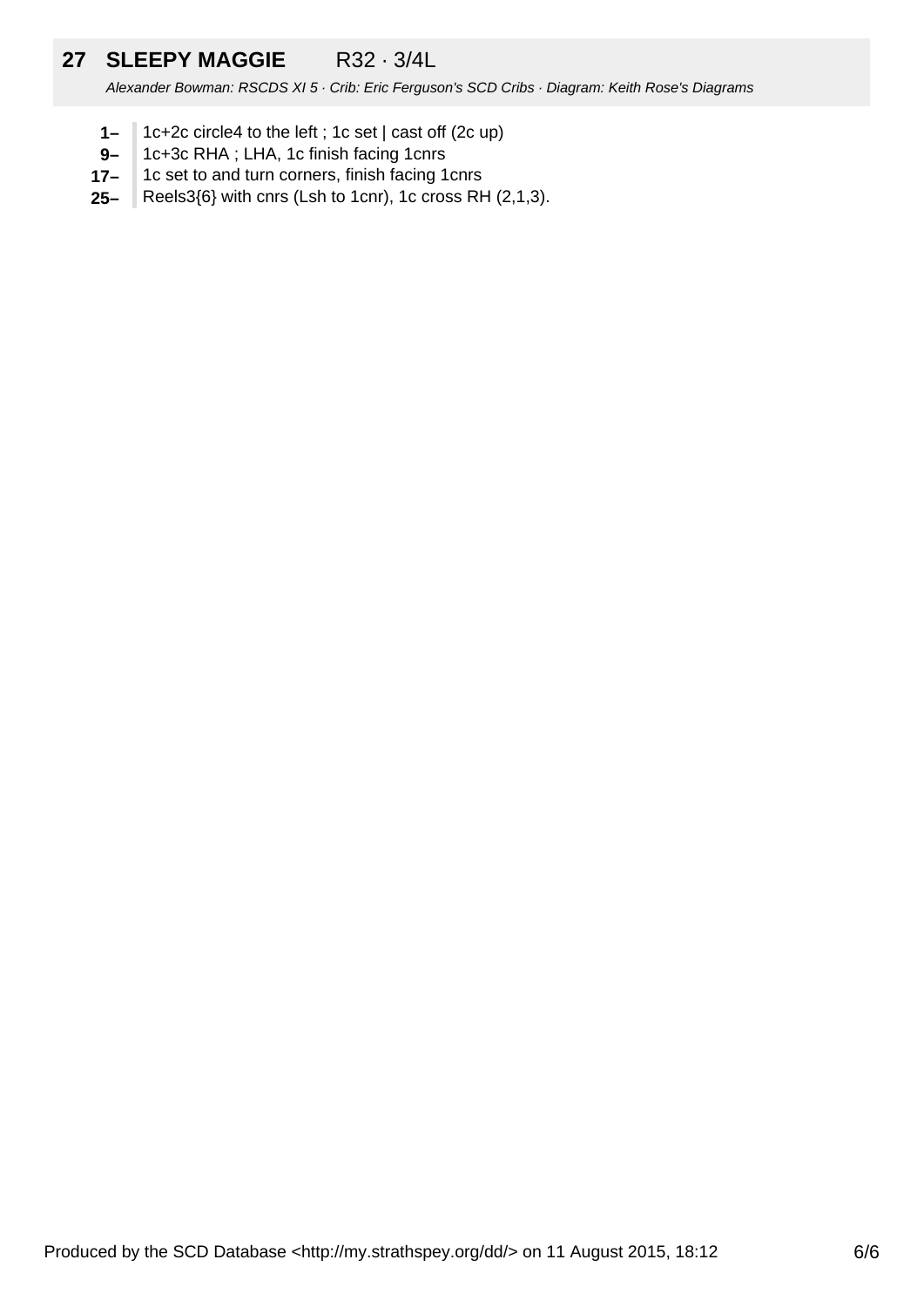## 27 SLEEPY MAGGIE R32 · 3/4L

*Alexander Bowman: RSCDS XI 5 · Crib: Eric Ferguson's SCD Cribs · Diagram: Keith Rose's Diagrams*

| | |
|---|---|
| **1–** | 1c+2c circle4 to the left ; 1c set \| cast off (2c up) |
| **9–** | 1c+3c RHA ; LHA, 1c finish facing 1cnrs |
| **17–** | 1c set to and turn corners, finish facing 1cnrs |
| **25–** | Reels3{6} with cnrs (Lsh to 1cnr), 1c cross RH (2,1,3). |

Produced by the SCD Database <http://my.strathspey.org/dd/> on 11 August 2015, 18:12